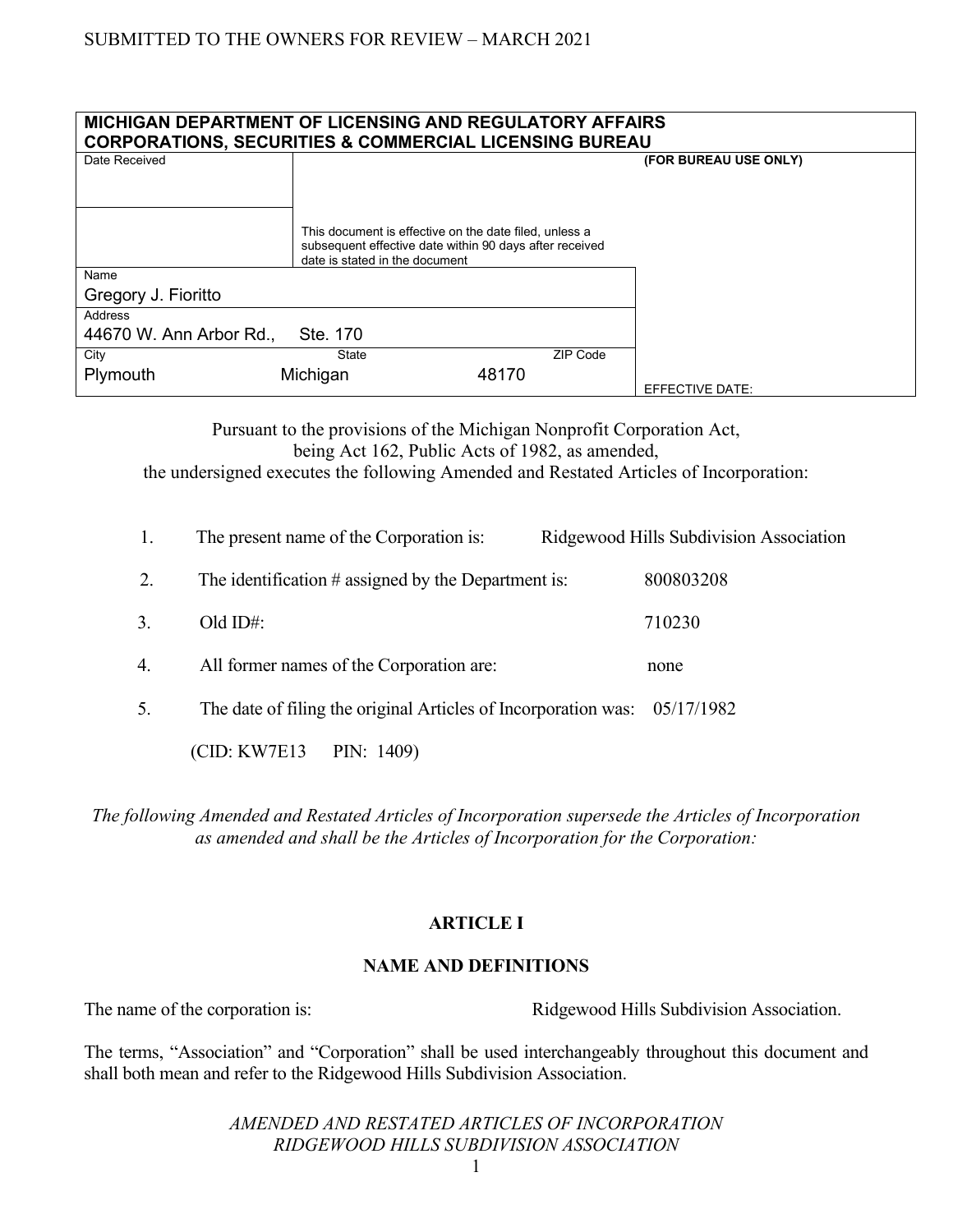SUBMITTED TO THE OWNERS FOR REVIEW – MARCH 2021

| **MICHIGAN DEPARTMENT OF LICENSING AND REGULATORY AFFAIRS CORPORATIONS, SECURITIES & COMMERCIAL LICENSING BUREAU** | | |
|---|---|---|
| Date Received | | **(FOR BUREAU USE ONLY)** |
| | This document is effective on the date filed, unless a subsequent effective date within 90 days after received date is stated in the document | |
| Name: Gregory J. Fioritto | | |
| Address: 44670 W. Ann Arbor Rd., Ste. 170 | | |
| City: Plymouth | State: Michigan | ZIP Code: 48170 |
| | | EFFECTIVE DATE: |

Pursuant to the provisions of the Michigan Nonprofit Corporation Act, being Act 162, Public Acts of 1982, as amended, the undersigned executes the following Amended and Restated Articles of Incorporation:

1. The present name of the Corporation is: Ridgewood Hills Subdivision Association
2. The identification # assigned by the Department is: 800803208
3. Old ID#: 710230
4. All former names of the Corporation are: none
5. The date of filing the original Articles of Incorporation was: 05/17/1982

(CID: KW7E13 PIN: 1409)

*The following Amended and Restated Articles of Incorporation supersede the Articles of Incorporation as amended and shall be the Articles of Incorporation for the Corporation:*

## ARTICLE I

## NAME AND DEFINITIONS

The name of the corporation is: Ridgewood Hills Subdivision Association.

The terms, "Association" and "Corporation" shall be used interchangeably throughout this document and shall both mean and refer to the Ridgewood Hills Subdivision Association.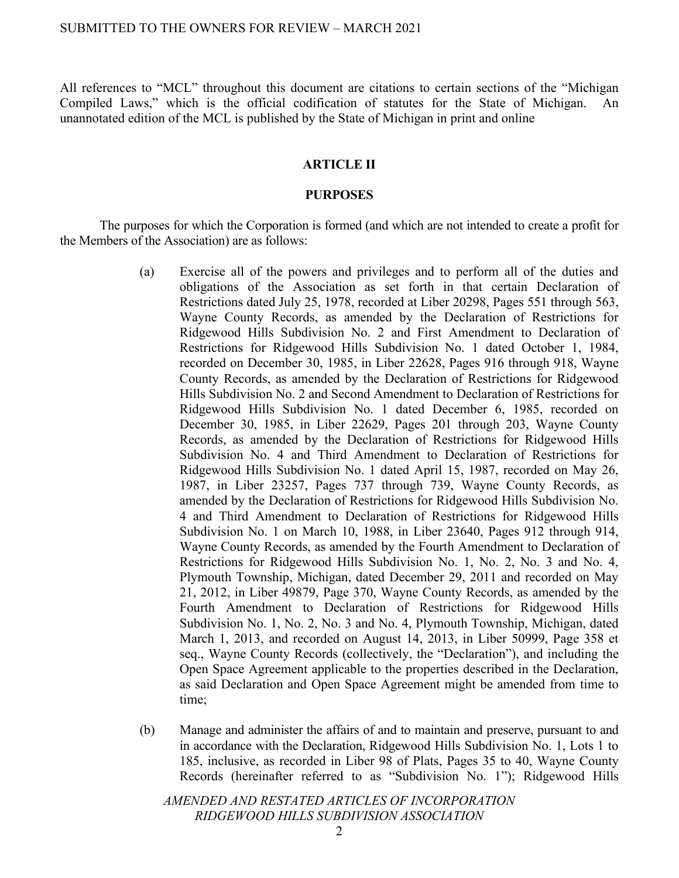All references to "MCL" throughout this document are citations to certain sections of the "Michigan Compiled Laws," which is the official codification of statutes for the State of Michigan. An unannotated edition of the MCL is published by the State of Michigan in print and online

## ARTICLE II

## PURPOSES

The purposes for which the Corporation is formed (and which are not intended to create a profit for the Members of the Association) are as follows:

(a) Exercise all of the powers and privileges and to perform all of the duties and obligations of the Association as set forth in that certain Declaration of Restrictions dated July 25, 1978, recorded at Liber 20298, Pages 551 through 563, Wayne County Records, as amended by the Declaration of Restrictions for Ridgewood Hills Subdivision No. 2 and First Amendment to Declaration of Restrictions for Ridgewood Hills Subdivision No. 1 dated October 1, 1984, recorded on December 30, 1985, in Liber 22628, Pages 916 through 918, Wayne County Records, as amended by the Declaration of Restrictions for Ridgewood Hills Subdivision No. 2 and Second Amendment to Declaration of Restrictions for Ridgewood Hills Subdivision No. 1 dated December 6, 1985, recorded on December 30, 1985, in Liber 22629, Pages 201 through 203, Wayne County Records, as amended by the Declaration of Restrictions for Ridgewood Hills Subdivision No. 4 and Third Amendment to Declaration of Restrictions for Ridgewood Hills Subdivision No. 1 dated April 15, 1987, recorded on May 26, 1987, in Liber 23257, Pages 737 through 739, Wayne County Records, as amended by the Declaration of Restrictions for Ridgewood Hills Subdivision No. 4 and Third Amendment to Declaration of Restrictions for Ridgewood Hills Subdivision No. 1 on March 10, 1988, in Liber 23640, Pages 912 through 914, Wayne County Records, as amended by the Fourth Amendment to Declaration of Restrictions for Ridgewood Hills Subdivision No. 1, No. 2, No. 3 and No. 4, Plymouth Township, Michigan, dated December 29, 2011 and recorded on May 21, 2012, in Liber 49879, Page 370, Wayne County Records, as amended by the Fourth Amendment to Declaration of Restrictions for Ridgewood Hills Subdivision No. 1, No. 2, No. 3 and No. 4, Plymouth Township, Michigan, dated March 1, 2013, and recorded on August 14, 2013, in Liber 50999, Page 358 et seq., Wayne County Records (collectively, the "Declaration"), and including the Open Space Agreement applicable to the properties described in the Declaration, as said Declaration and Open Space Agreement might be amended from time to time;

(b) Manage and administer the affairs of and to maintain and preserve, pursuant to and in accordance with the Declaration, Ridgewood Hills Subdivision No. 1, Lots 1 to 185, inclusive, as recorded in Liber 98 of Plats, Pages 35 to 40, Wayne County Records (hereinafter referred to as "Subdivision No. 1"); Ridgewood Hills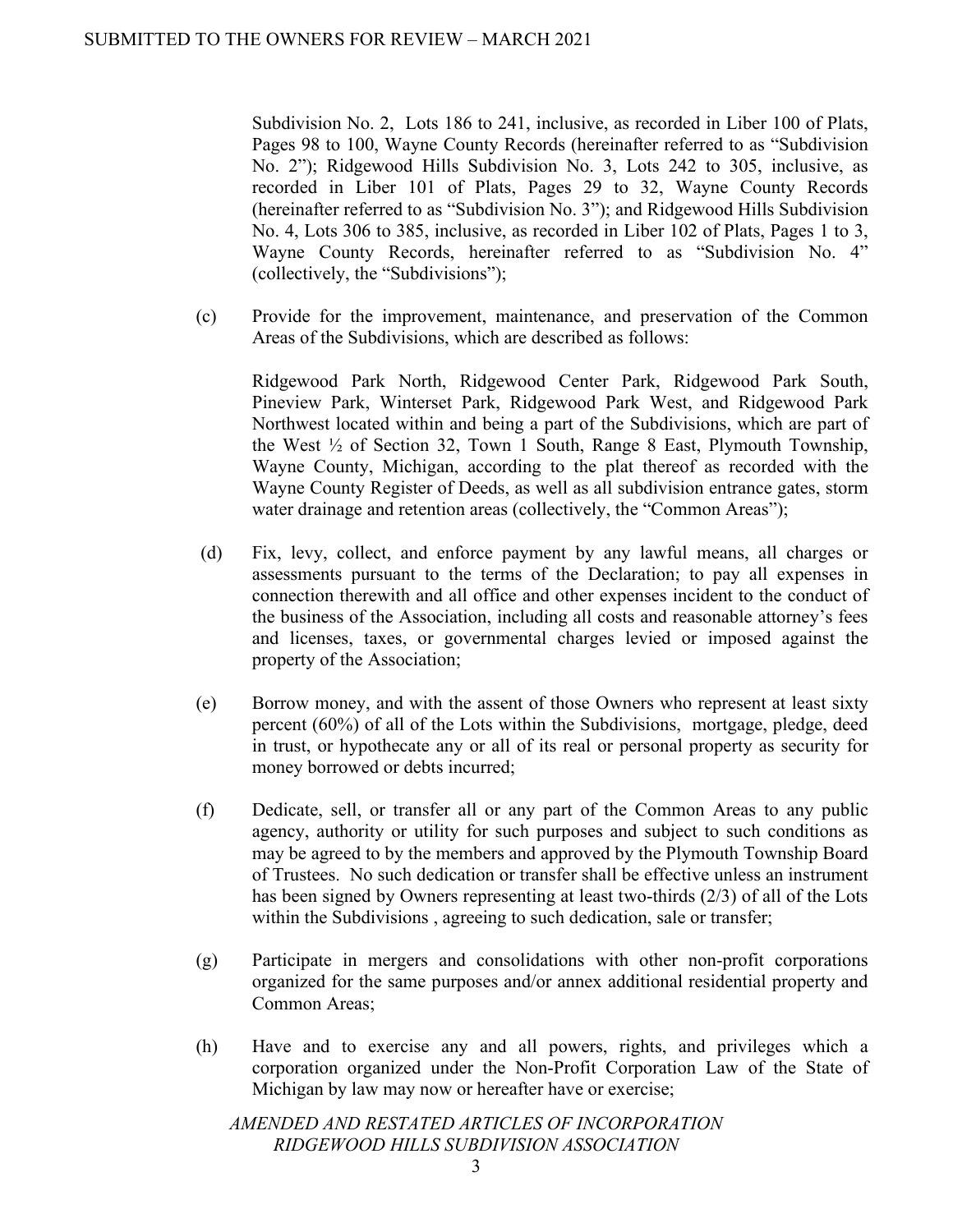Subdivision No. 2, Lots 186 to 241, inclusive, as recorded in Liber 100 of Plats, Pages 98 to 100, Wayne County Records (hereinafter referred to as "Subdivision No. 2"); Ridgewood Hills Subdivision No. 3, Lots 242 to 305, inclusive, as recorded in Liber 101 of Plats, Pages 29 to 32, Wayne County Records (hereinafter referred to as "Subdivision No. 3"); and Ridgewood Hills Subdivision No. 4, Lots 306 to 385, inclusive, as recorded in Liber 102 of Plats, Pages 1 to 3, Wayne County Records, hereinafter referred to as "Subdivision No. 4" (collectively, the "Subdivisions");

(c) Provide for the improvement, maintenance, and preservation of the Common Areas of the Subdivisions, which are described as follows:

Ridgewood Park North, Ridgewood Center Park, Ridgewood Park South, Pineview Park, Winterset Park, Ridgewood Park West, and Ridgewood Park Northwest located within and being a part of the Subdivisions, which are part of the West ½ of Section 32, Town 1 South, Range 8 East, Plymouth Township, Wayne County, Michigan, according to the plat thereof as recorded with the Wayne County Register of Deeds, as well as all subdivision entrance gates, storm water drainage and retention areas (collectively, the "Common Areas");

(d) Fix, levy, collect, and enforce payment by any lawful means, all charges or assessments pursuant to the terms of the Declaration; to pay all expenses in connection therewith and all office and other expenses incident to the conduct of the business of the Association, including all costs and reasonable attorney's fees and licenses, taxes, or governmental charges levied or imposed against the property of the Association;

(e) Borrow money, and with the assent of those Owners who represent at least sixty percent (60%) of all of the Lots within the Subdivisions, mortgage, pledge, deed in trust, or hypothecate any or all of its real or personal property as security for money borrowed or debts incurred;

(f) Dedicate, sell, or transfer all or any part of the Common Areas to any public agency, authority or utility for such purposes and subject to such conditions as may be agreed to by the members and approved by the Plymouth Township Board of Trustees. No such dedication or transfer shall be effective unless an instrument has been signed by Owners representing at least two-thirds (2/3) of all of the Lots within the Subdivisions , agreeing to such dedication, sale or transfer;

(g) Participate in mergers and consolidations with other non-profit corporations organized for the same purposes and/or annex additional residential property and Common Areas;

(h) Have and to exercise any and all powers, rights, and privileges which a corporation organized under the Non-Profit Corporation Law of the State of Michigan by law may now or hereafter have or exercise;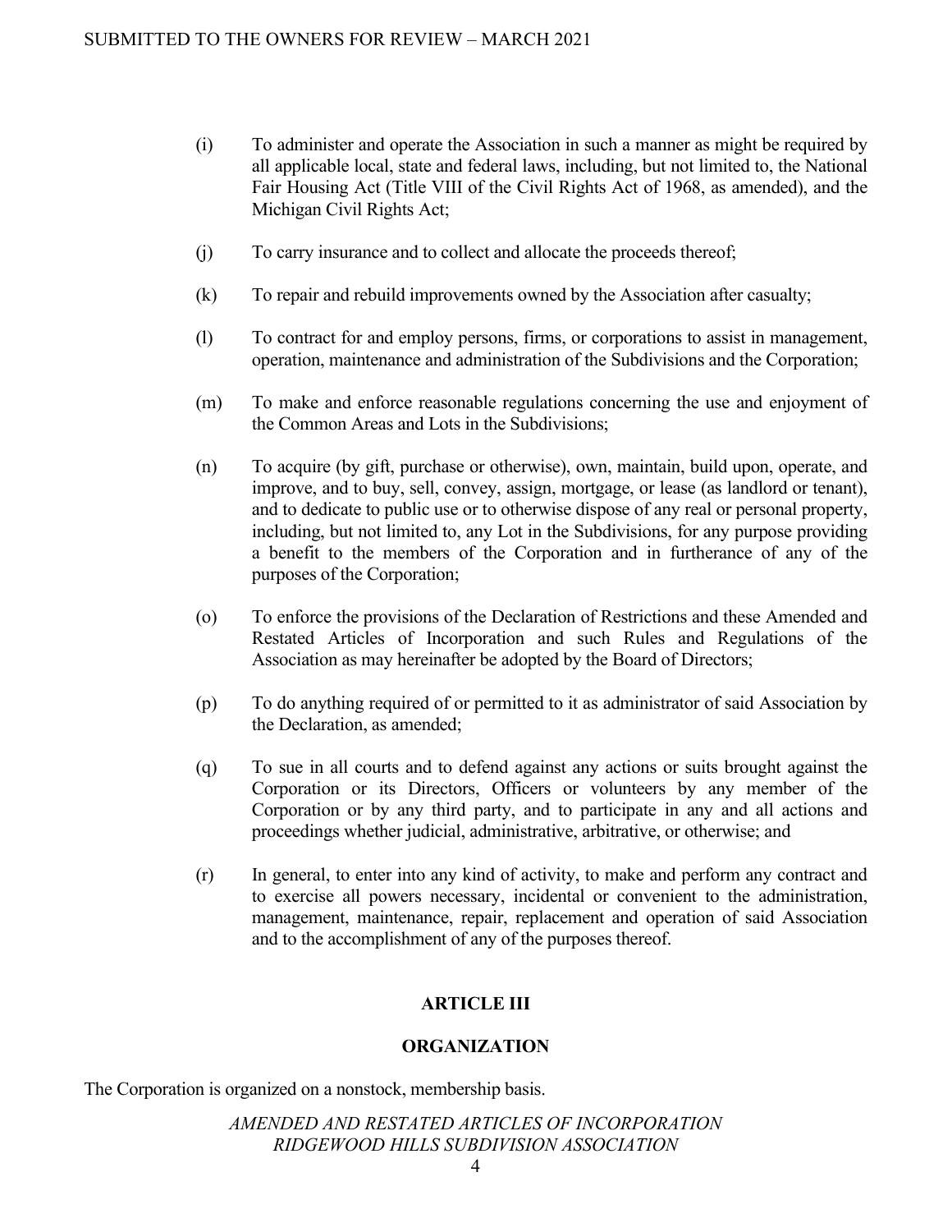(i) To administer and operate the Association in such a manner as might be required by all applicable local, state and federal laws, including, but not limited to, the National Fair Housing Act (Title VIII of the Civil Rights Act of 1968, as amended), and the Michigan Civil Rights Act;

(j) To carry insurance and to collect and allocate the proceeds thereof;

(k) To repair and rebuild improvements owned by the Association after casualty;

(l) To contract for and employ persons, firms, or corporations to assist in management, operation, maintenance and administration of the Subdivisions and the Corporation;

(m) To make and enforce reasonable regulations concerning the use and enjoyment of the Common Areas and Lots in the Subdivisions;

(n) To acquire (by gift, purchase or otherwise), own, maintain, build upon, operate, and improve, and to buy, sell, convey, assign, mortgage, or lease (as landlord or tenant), and to dedicate to public use or to otherwise dispose of any real or personal property, including, but not limited to, any Lot in the Subdivisions, for any purpose providing a benefit to the members of the Corporation and in furtherance of any of the purposes of the Corporation;

(o) To enforce the provisions of the Declaration of Restrictions and these Amended and Restated Articles of Incorporation and such Rules and Regulations of the Association as may hereinafter be adopted by the Board of Directors;

(p) To do anything required of or permitted to it as administrator of said Association by the Declaration, as amended;

(q) To sue in all courts and to defend against any actions or suits brought against the Corporation or its Directors, Officers or volunteers by any member of the Corporation or by any third party, and to participate in any and all actions and proceedings whether judicial, administrative, arbitrative, or otherwise; and

(r) In general, to enter into any kind of activity, to make and perform any contract and to exercise all powers necessary, incidental or convenient to the administration, management, maintenance, repair, replacement and operation of said Association and to the accomplishment of any of the purposes thereof.

## ARTICLE III

## ORGANIZATION

The Corporation is organized on a nonstock, membership basis.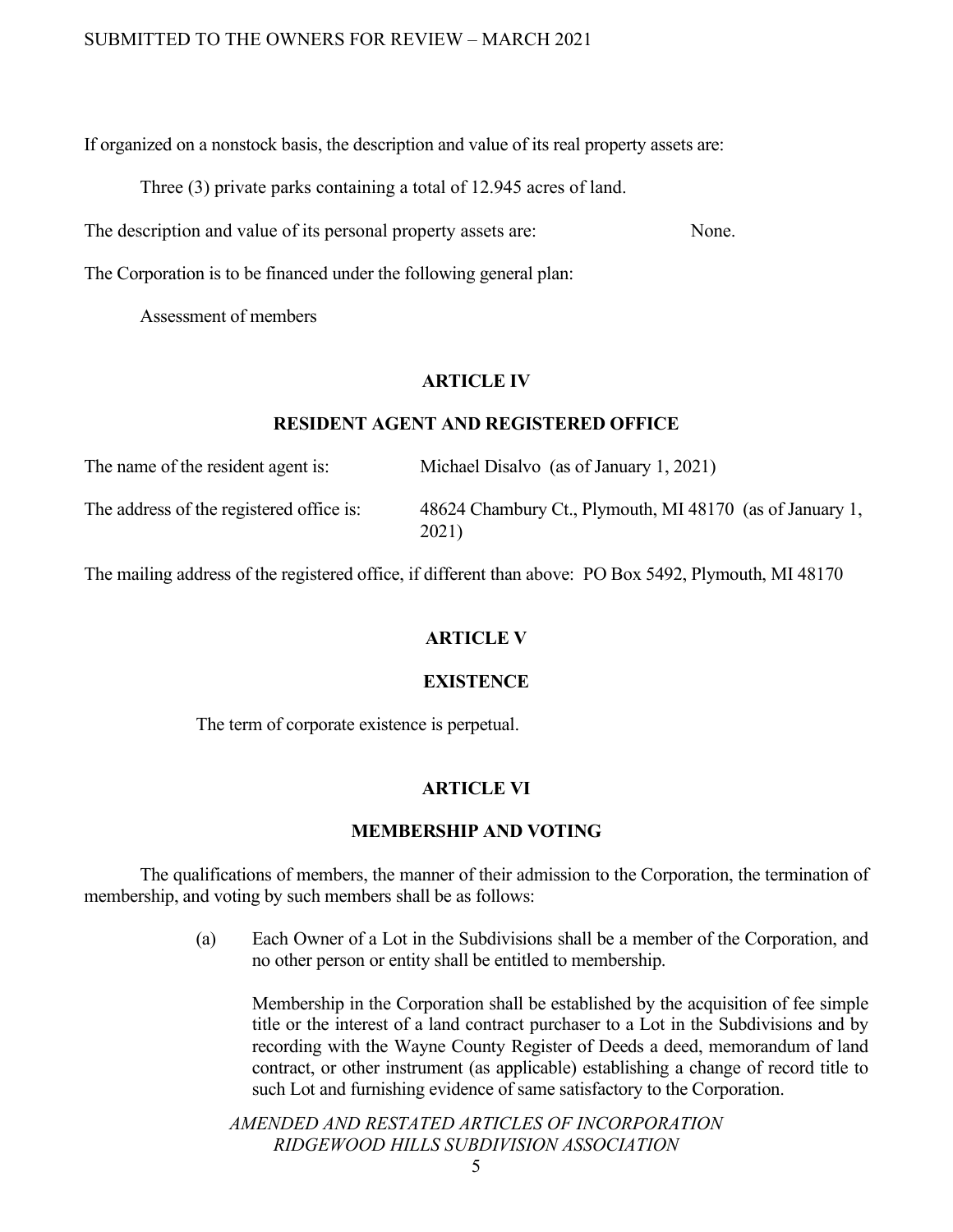If organized on a nonstock basis, the description and value of its real property assets are:

Three (3) private parks containing a total of 12.945 acres of land.

The description and value of its personal property assets are: None.

The Corporation is to be financed under the following general plan:

Assessment of members

## ARTICLE IV

## RESIDENT AGENT AND REGISTERED OFFICE

The name of the resident agent is: Michael Disalvo (as of January 1, 2021)

The address of the registered office is: 48624 Chambury Ct., Plymouth, MI 48170 (as of January 1, 2021)

The mailing address of the registered office, if different than above: PO Box 5492, Plymouth, MI 48170

## ARTICLE V

## EXISTENCE

The term of corporate existence is perpetual.

## ARTICLE VI

## MEMBERSHIP AND VOTING

The qualifications of members, the manner of their admission to the Corporation, the termination of membership, and voting by such members shall be as follows:

(a) Each Owner of a Lot in the Subdivisions shall be a member of the Corporation, and no other person or entity shall be entitled to membership.

Membership in the Corporation shall be established by the acquisition of fee simple title or the interest of a land contract purchaser to a Lot in the Subdivisions and by recording with the Wayne County Register of Deeds a deed, memorandum of land contract, or other instrument (as applicable) establishing a change of record title to such Lot and furnishing evidence of same satisfactory to the Corporation.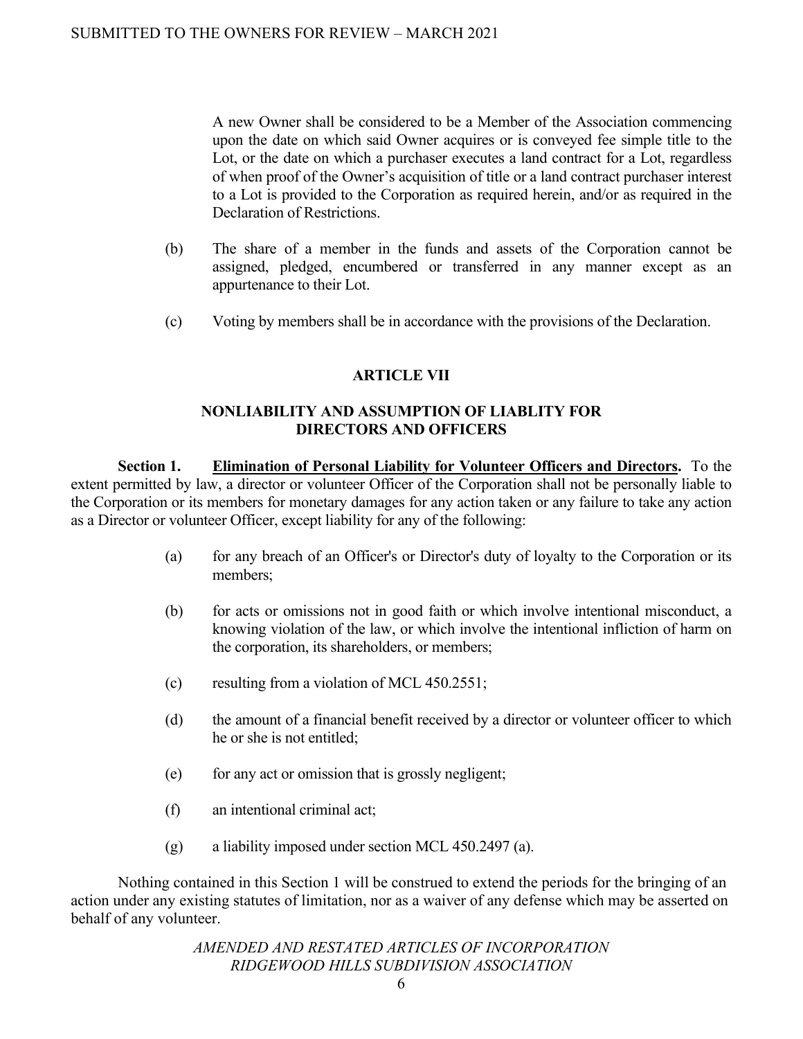A new Owner shall be considered to be a Member of the Association commencing upon the date on which said Owner acquires or is conveyed fee simple title to the Lot, or the date on which a purchaser executes a land contract for a Lot, regardless of when proof of the Owner's acquisition of title or a land contract purchaser interest to a Lot is provided to the Corporation as required herein, and/or as required in the Declaration of Restrictions.

(b) The share of a member in the funds and assets of the Corporation cannot be assigned, pledged, encumbered or transferred in any manner except as an appurtenance to their Lot.

(c) Voting by members shall be in accordance with the provisions of the Declaration.

## ARTICLE VII

## NONLIABILITY AND ASSUMPTION OF LIABLITY FOR DIRECTORS AND OFFICERS

**Section 1. <u>Elimination of Personal Liability for Volunteer Officers and Directors</u>.** To the extent permitted by law, a director or volunteer Officer of the Corporation shall not be personally liable to the Corporation or its members for monetary damages for any action taken or any failure to take any action as a Director or volunteer Officer, except liability for any of the following:

(a) for any breach of an Officer's or Director's duty of loyalty to the Corporation or its members;

(b) for acts or omissions not in good faith or which involve intentional misconduct, a knowing violation of the law, or which involve the intentional infliction of harm on the corporation, its shareholders, or members;

(c) resulting from a violation of MCL 450.2551;

(d) the amount of a financial benefit received by a director or volunteer officer to which he or she is not entitled;

(e) for any act or omission that is grossly negligent;

(f) an intentional criminal act;

(g) a liability imposed under section MCL 450.2497 (a).

Nothing contained in this Section 1 will be construed to extend the periods for the bringing of an action under any existing statutes of limitation, nor as a waiver of any defense which may be asserted on behalf of any volunteer.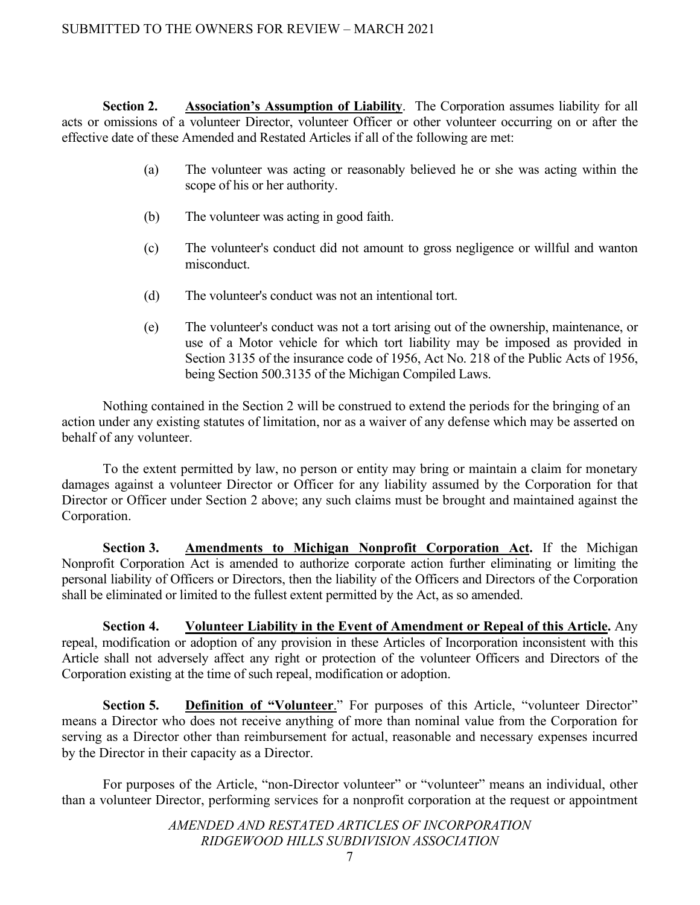**Section 2. Association's Assumption of Liability**. The Corporation assumes liability for all acts or omissions of a volunteer Director, volunteer Officer or other volunteer occurring on or after the effective date of these Amended and Restated Articles if all of the following are met:

(a) The volunteer was acting or reasonably believed he or she was acting within the scope of his or her authority.

(b) The volunteer was acting in good faith.

(c) The volunteer's conduct did not amount to gross negligence or willful and wanton misconduct.

(d) The volunteer's conduct was not an intentional tort.

(e) The volunteer's conduct was not a tort arising out of the ownership, maintenance, or use of a Motor vehicle for which tort liability may be imposed as provided in Section 3135 of the insurance code of 1956, Act No. 218 of the Public Acts of 1956, being Section 500.3135 of the Michigan Compiled Laws.

Nothing contained in the Section 2 will be construed to extend the periods for the bringing of an action under any existing statutes of limitation, nor as a waiver of any defense which may be asserted on behalf of any volunteer.

To the extent permitted by law, no person or entity may bring or maintain a claim for monetary damages against a volunteer Director or Officer for any liability assumed by the Corporation for that Director or Officer under Section 2 above; any such claims must be brought and maintained against the Corporation.

**Section 3. Amendments to Michigan Nonprofit Corporation Act.** If the Michigan Nonprofit Corporation Act is amended to authorize corporate action further eliminating or limiting the personal liability of Officers or Directors, then the liability of the Officers and Directors of the Corporation shall be eliminated or limited to the fullest extent permitted by the Act, as so amended.

**Section 4. Volunteer Liability in the Event of Amendment or Repeal of this Article.** Any repeal, modification or adoption of any provision in these Articles of Incorporation inconsistent with this Article shall not adversely affect any right or protection of the volunteer Officers and Directors of the Corporation existing at the time of such repeal, modification or adoption.

**Section 5. Definition of "Volunteer**." For purposes of this Article, "volunteer Director" means a Director who does not receive anything of more than nominal value from the Corporation for serving as a Director other than reimbursement for actual, reasonable and necessary expenses incurred by the Director in their capacity as a Director.

For purposes of the Article, "non-Director volunteer" or "volunteer" means an individual, other than a volunteer Director, performing services for a nonprofit corporation at the request or appointment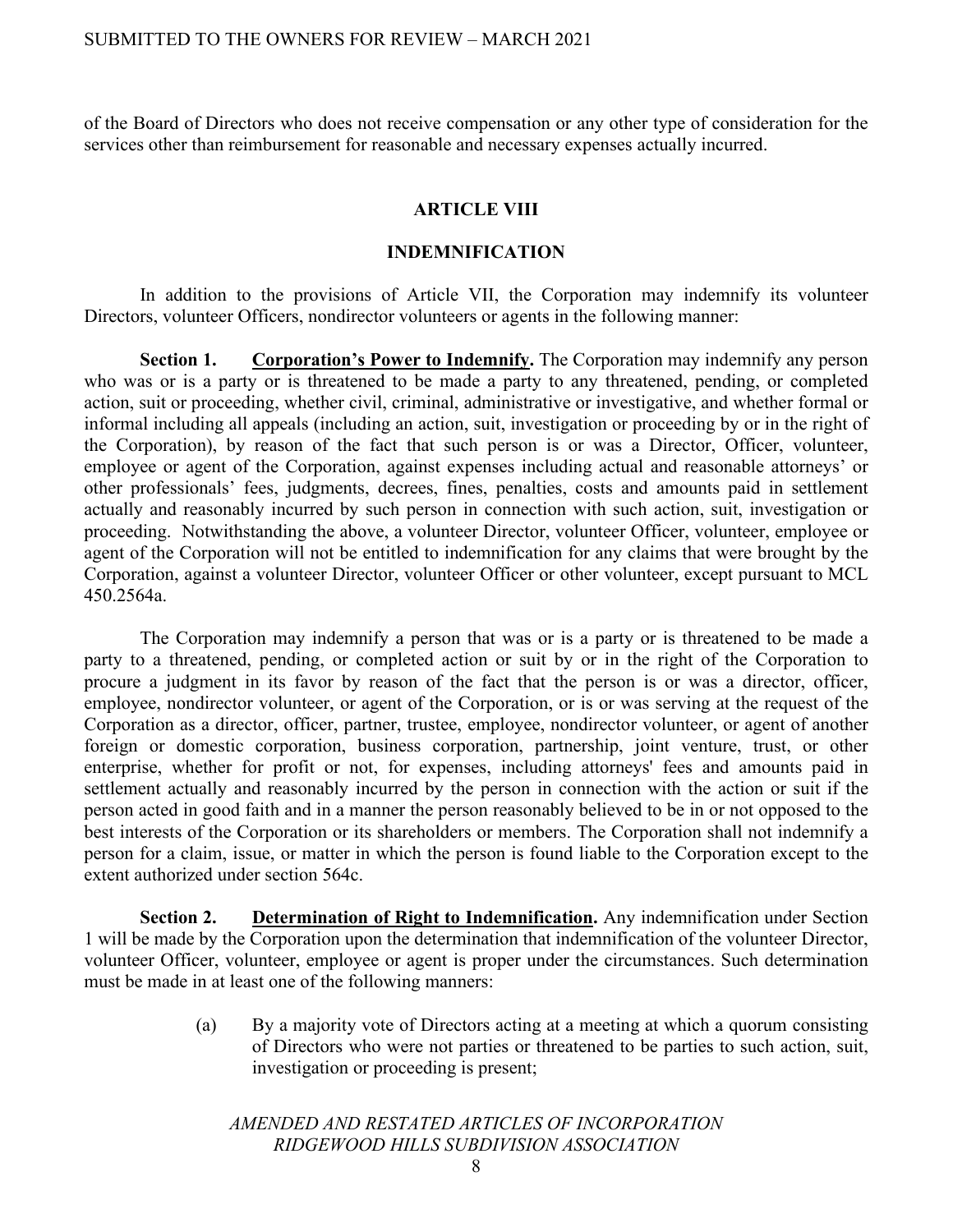of the Board of Directors who does not receive compensation or any other type of consideration for the services other than reimbursement for reasonable and necessary expenses actually incurred.

## ARTICLE VIII

## INDEMNIFICATION

In addition to the provisions of Article VII, the Corporation may indemnify its volunteer Directors, volunteer Officers, nondirector volunteers or agents in the following manner:

**Section 1. <u>Corporation's Power to Indemnify</u>.** The Corporation may indemnify any person who was or is a party or is threatened to be made a party to any threatened, pending, or completed action, suit or proceeding, whether civil, criminal, administrative or investigative, and whether formal or informal including all appeals (including an action, suit, investigation or proceeding by or in the right of the Corporation), by reason of the fact that such person is or was a Director, Officer, volunteer, employee or agent of the Corporation, against expenses including actual and reasonable attorneys' or other professionals' fees, judgments, decrees, fines, penalties, costs and amounts paid in settlement actually and reasonably incurred by such person in connection with such action, suit, investigation or proceeding. Notwithstanding the above, a volunteer Director, volunteer Officer, volunteer, employee or agent of the Corporation will not be entitled to indemnification for any claims that were brought by the Corporation, against a volunteer Director, volunteer Officer or other volunteer, except pursuant to MCL 450.2564a.

The Corporation may indemnify a person that was or is a party or is threatened to be made a party to a threatened, pending, or completed action or suit by or in the right of the Corporation to procure a judgment in its favor by reason of the fact that the person is or was a director, officer, employee, nondirector volunteer, or agent of the Corporation, or is or was serving at the request of the Corporation as a director, officer, partner, trustee, employee, nondirector volunteer, or agent of another foreign or domestic corporation, business corporation, partnership, joint venture, trust, or other enterprise, whether for profit or not, for expenses, including attorneys' fees and amounts paid in settlement actually and reasonably incurred by the person in connection with the action or suit if the person acted in good faith and in a manner the person reasonably believed to be in or not opposed to the best interests of the Corporation or its shareholders or members. The Corporation shall not indemnify a person for a claim, issue, or matter in which the person is found liable to the Corporation except to the extent authorized under section 564c.

**Section 2. <u>Determination of Right to Indemnification</u>.** Any indemnification under Section 1 will be made by the Corporation upon the determination that indemnification of the volunteer Director, volunteer Officer, volunteer, employee or agent is proper under the circumstances. Such determination must be made in at least one of the following manners:

(a) By a majority vote of Directors acting at a meeting at which a quorum consisting of Directors who were not parties or threatened to be parties to such action, suit, investigation or proceeding is present;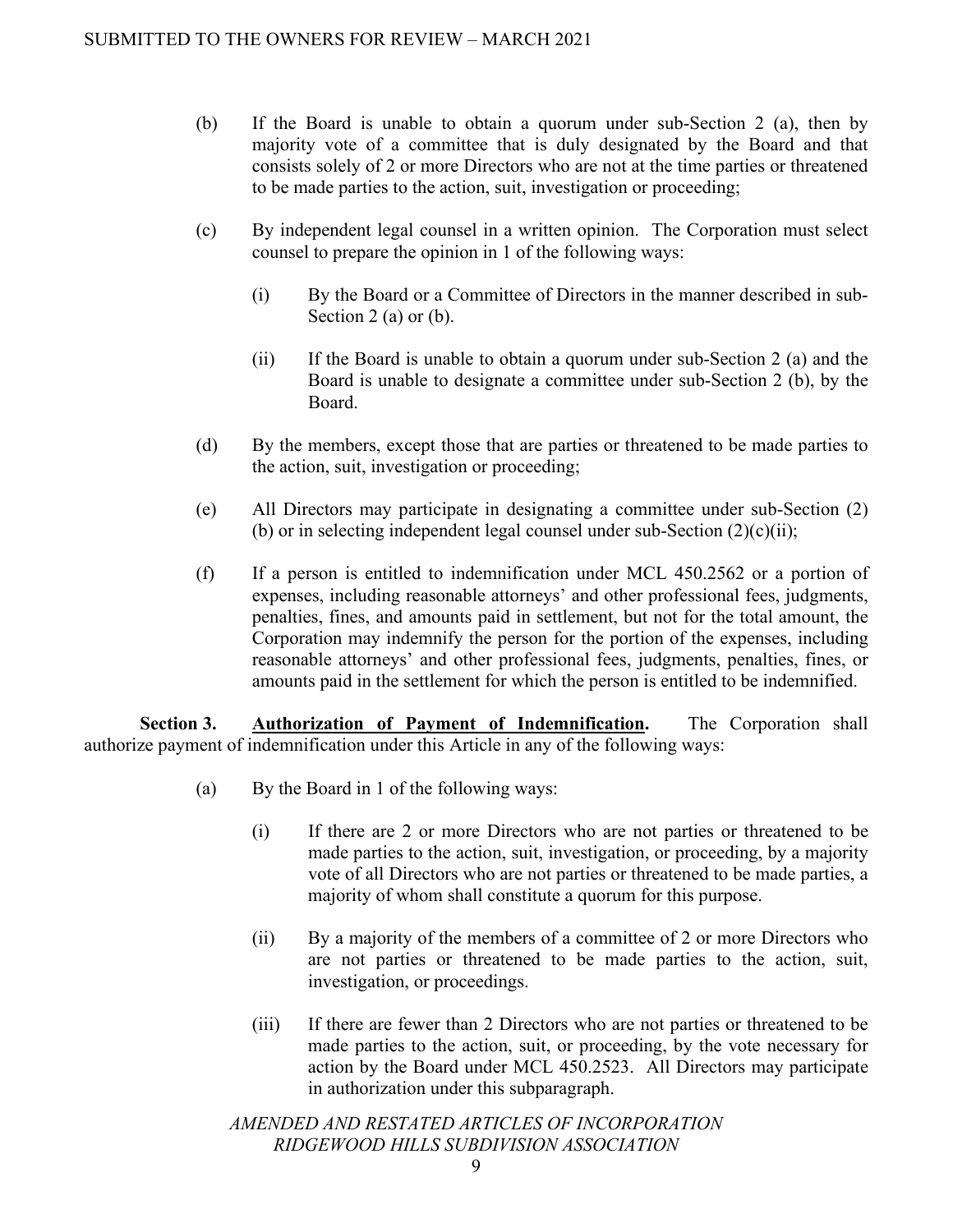(b) If the Board is unable to obtain a quorum under sub-Section 2 (a), then by majority vote of a committee that is duly designated by the Board and that consists solely of 2 or more Directors who are not at the time parties or threatened to be made parties to the action, suit, investigation or proceeding;

(c) By independent legal counsel in a written opinion. The Corporation must select counsel to prepare the opinion in 1 of the following ways:

   (i) By the Board or a Committee of Directors in the manner described in sub-Section 2 (a) or (b).

   (ii) If the Board is unable to obtain a quorum under sub-Section 2 (a) and the Board is unable to designate a committee under sub-Section 2 (b), by the Board.

(d) By the members, except those that are parties or threatened to be made parties to the action, suit, investigation or proceeding;

(e) All Directors may participate in designating a committee under sub-Section (2) (b) or in selecting independent legal counsel under sub-Section (2)(c)(ii);

(f) If a person is entitled to indemnification under MCL 450.2562 or a portion of expenses, including reasonable attorneys' and other professional fees, judgments, penalties, fines, and amounts paid in settlement, but not for the total amount, the Corporation may indemnify the person for the portion of the expenses, including reasonable attorneys' and other professional fees, judgments, penalties, fines, or amounts paid in the settlement for which the person is entitled to be indemnified.

**Section 3.** **<u>Authorization of Payment of Indemnification</u>.** The Corporation shall authorize payment of indemnification under this Article in any of the following ways:

(a) By the Board in 1 of the following ways:

   (i) If there are 2 or more Directors who are not parties or threatened to be made parties to the action, suit, investigation, or proceeding, by a majority vote of all Directors who are not parties or threatened to be made parties, a majority of whom shall constitute a quorum for this purpose.

   (ii) By a majority of the members of a committee of 2 or more Directors who are not parties or threatened to be made parties to the action, suit, investigation, or proceedings.

   (iii) If there are fewer than 2 Directors who are not parties or threatened to be made parties to the action, suit, or proceeding, by the vote necessary for action by the Board under MCL 450.2523. All Directors may participate in authorization under this subparagraph.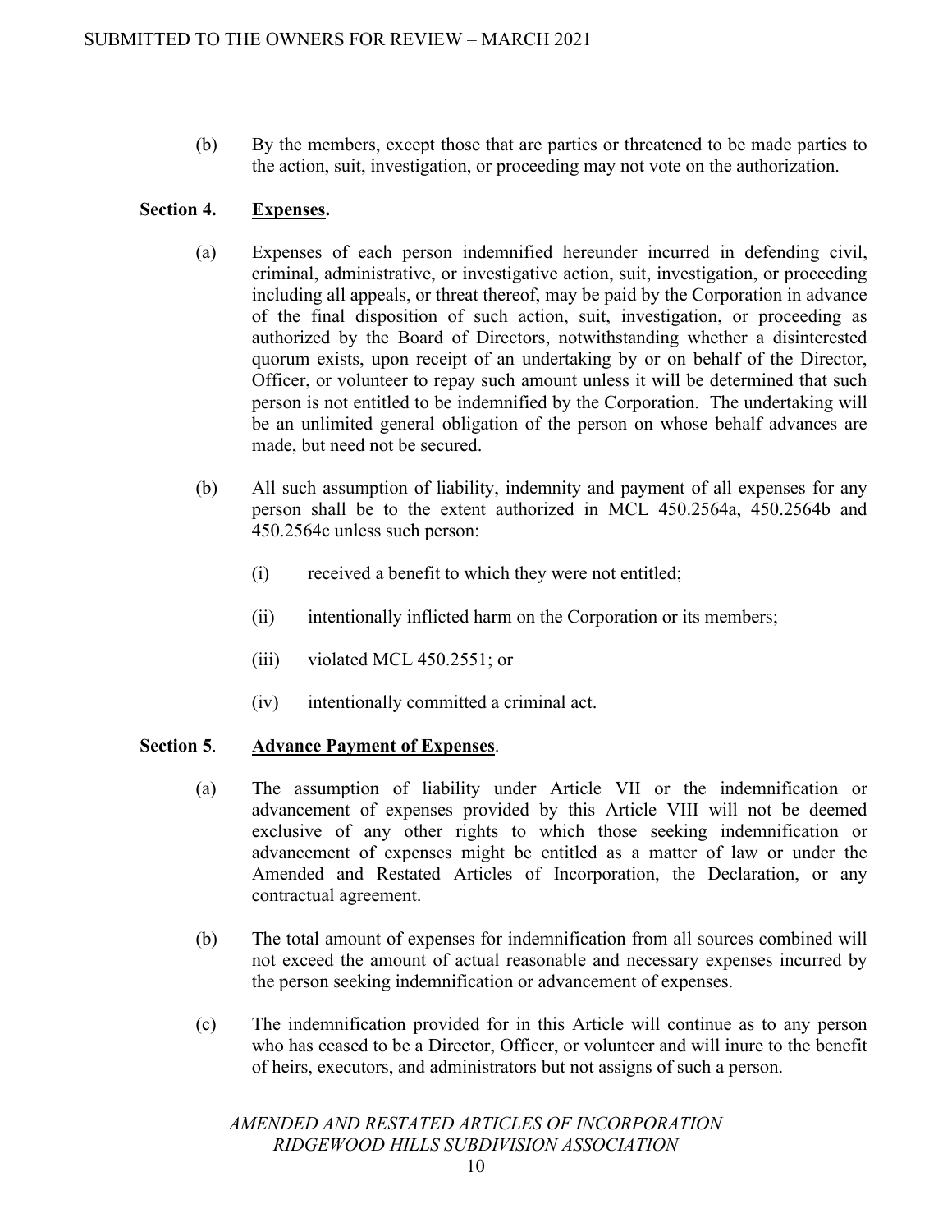(b) By the members, except those that are parties or threatened to be made parties to the action, suit, investigation, or proceeding may not vote on the authorization.

**Section 4. Expenses.**

(a) Expenses of each person indemnified hereunder incurred in defending civil, criminal, administrative, or investigative action, suit, investigation, or proceeding including all appeals, or threat thereof, may be paid by the Corporation in advance of the final disposition of such action, suit, investigation, or proceeding as authorized by the Board of Directors, notwithstanding whether a disinterested quorum exists, upon receipt of an undertaking by or on behalf of the Director, Officer, or volunteer to repay such amount unless it will be determined that such person is not entitled to be indemnified by the Corporation. The undertaking will be an unlimited general obligation of the person on whose behalf advances are made, but need not be secured.

(b) All such assumption of liability, indemnity and payment of all expenses for any person shall be to the extent authorized in MCL 450.2564a, 450.2564b and 450.2564c unless such person:

(i) received a benefit to which they were not entitled;

(ii) intentionally inflicted harm on the Corporation or its members;

(iii) violated MCL 450.2551; or

(iv) intentionally committed a criminal act.

**Section 5. Advance Payment of Expenses.**

(a) The assumption of liability under Article VII or the indemnification or advancement of expenses provided by this Article VIII will not be deemed exclusive of any other rights to which those seeking indemnification or advancement of expenses might be entitled as a matter of law or under the Amended and Restated Articles of Incorporation, the Declaration, or any contractual agreement.

(b) The total amount of expenses for indemnification from all sources combined will not exceed the amount of actual reasonable and necessary expenses incurred by the person seeking indemnification or advancement of expenses.

(c) The indemnification provided for in this Article will continue as to any person who has ceased to be a Director, Officer, or volunteer and will inure to the benefit of heirs, executors, and administrators but not assigns of such a person.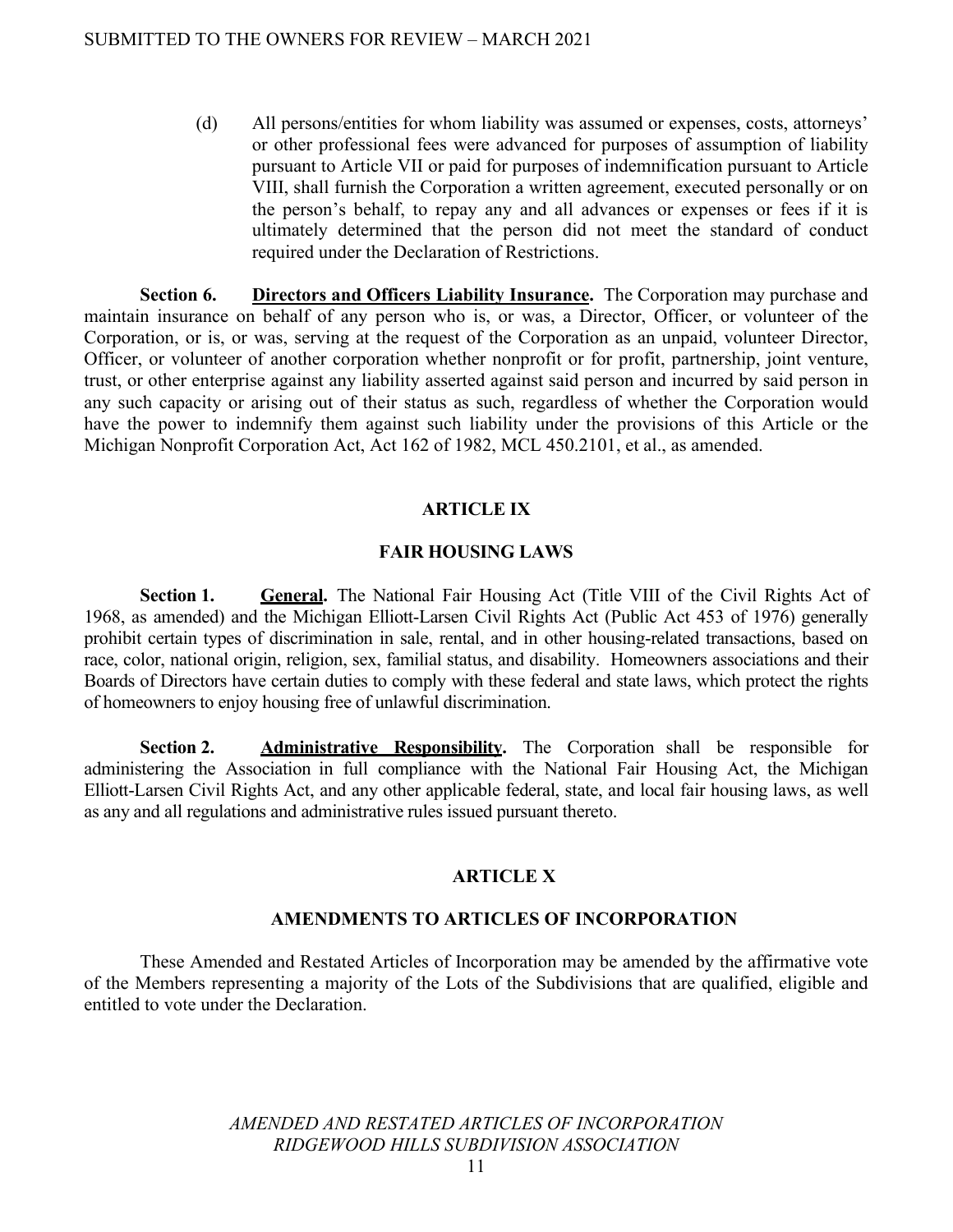(d) All persons/entities for whom liability was assumed or expenses, costs, attorneys' or other professional fees were advanced for purposes of assumption of liability pursuant to Article VII or paid for purposes of indemnification pursuant to Article VIII, shall furnish the Corporation a written agreement, executed personally or on the person's behalf, to repay any and all advances or expenses or fees if it is ultimately determined that the person did not meet the standard of conduct required under the Declaration of Restrictions.

**Section 6. <u>Directors and Officers Liability Insurance</u>.** The Corporation may purchase and maintain insurance on behalf of any person who is, or was, a Director, Officer, or volunteer of the Corporation, or is, or was, serving at the request of the Corporation as an unpaid, volunteer Director, Officer, or volunteer of another corporation whether nonprofit or for profit, partnership, joint venture, trust, or other enterprise against any liability asserted against said person and incurred by said person in any such capacity or arising out of their status as such, regardless of whether the Corporation would have the power to indemnify them against such liability under the provisions of this Article or the Michigan Nonprofit Corporation Act, Act 162 of 1982, MCL 450.2101, et al., as amended.

## ARTICLE IX

## FAIR HOUSING LAWS

**Section 1. <u>General</u>.** The National Fair Housing Act (Title VIII of the Civil Rights Act of 1968, as amended) and the Michigan Elliott-Larsen Civil Rights Act (Public Act 453 of 1976) generally prohibit certain types of discrimination in sale, rental, and in other housing-related transactions, based on race, color, national origin, religion, sex, familial status, and disability. Homeowners associations and their Boards of Directors have certain duties to comply with these federal and state laws, which protect the rights of homeowners to enjoy housing free of unlawful discrimination.

**Section 2. <u>Administrative Responsibility</u>.** The Corporation shall be responsible for administering the Association in full compliance with the National Fair Housing Act, the Michigan Elliott-Larsen Civil Rights Act, and any other applicable federal, state, and local fair housing laws, as well as any and all regulations and administrative rules issued pursuant thereto.

## ARTICLE X

## AMENDMENTS TO ARTICLES OF INCORPORATION

These Amended and Restated Articles of Incorporation may be amended by the affirmative vote of the Members representing a majority of the Lots of the Subdivisions that are qualified, eligible and entitled to vote under the Declaration.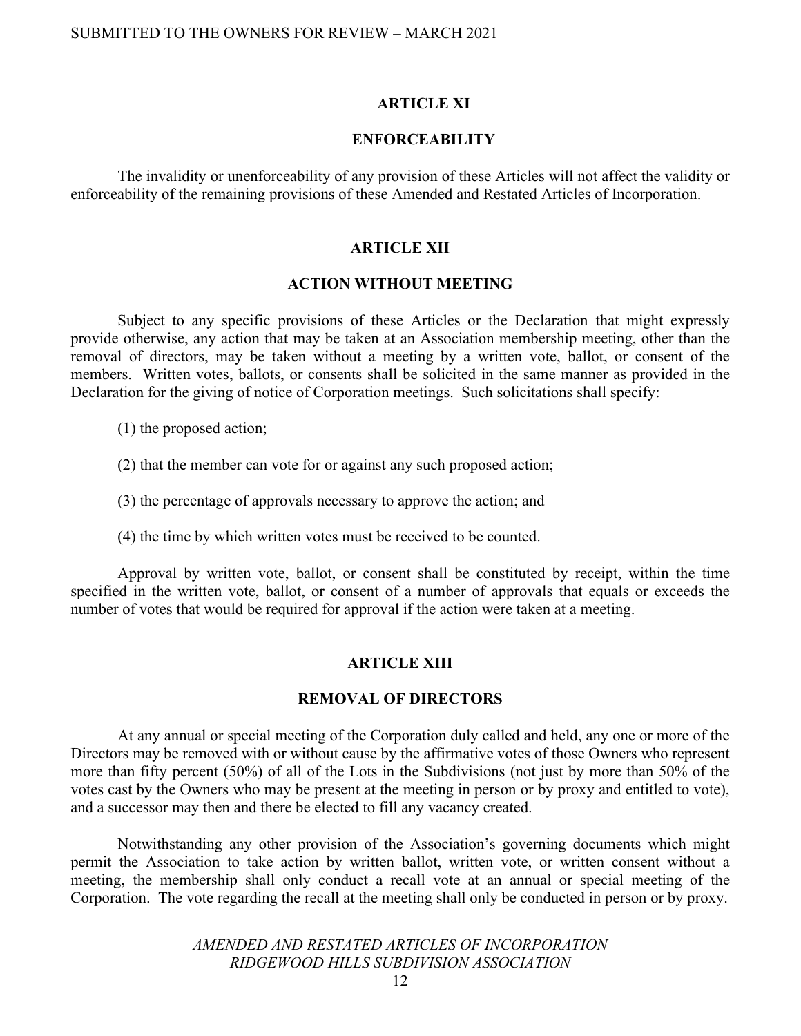## ARTICLE XI

## ENFORCEABILITY

The invalidity or unenforceability of any provision of these Articles will not affect the validity or enforceability of the remaining provisions of these Amended and Restated Articles of Incorporation.

## ARTICLE XII

## ACTION WITHOUT MEETING

Subject to any specific provisions of these Articles or the Declaration that might expressly provide otherwise, any action that may be taken at an Association membership meeting, other than the removal of directors, may be taken without a meeting by a written vote, ballot, or consent of the members. Written votes, ballots, or consents shall be solicited in the same manner as provided in the Declaration for the giving of notice of Corporation meetings. Such solicitations shall specify:

(1) the proposed action;

(2) that the member can vote for or against any such proposed action;

(3) the percentage of approvals necessary to approve the action; and

(4) the time by which written votes must be received to be counted.

Approval by written vote, ballot, or consent shall be constituted by receipt, within the time specified in the written vote, ballot, or consent of a number of approvals that equals or exceeds the number of votes that would be required for approval if the action were taken at a meeting.

## ARTICLE XIII

## REMOVAL OF DIRECTORS

At any annual or special meeting of the Corporation duly called and held, any one or more of the Directors may be removed with or without cause by the affirmative votes of those Owners who represent more than fifty percent (50%) of all of the Lots in the Subdivisions (not just by more than 50% of the votes cast by the Owners who may be present at the meeting in person or by proxy and entitled to vote), and a successor may then and there be elected to fill any vacancy created.

Notwithstanding any other provision of the Association's governing documents which might permit the Association to take action by written ballot, written vote, or written consent without a meeting, the membership shall only conduct a recall vote at an annual or special meeting of the Corporation. The vote regarding the recall at the meeting shall only be conducted in person or by proxy.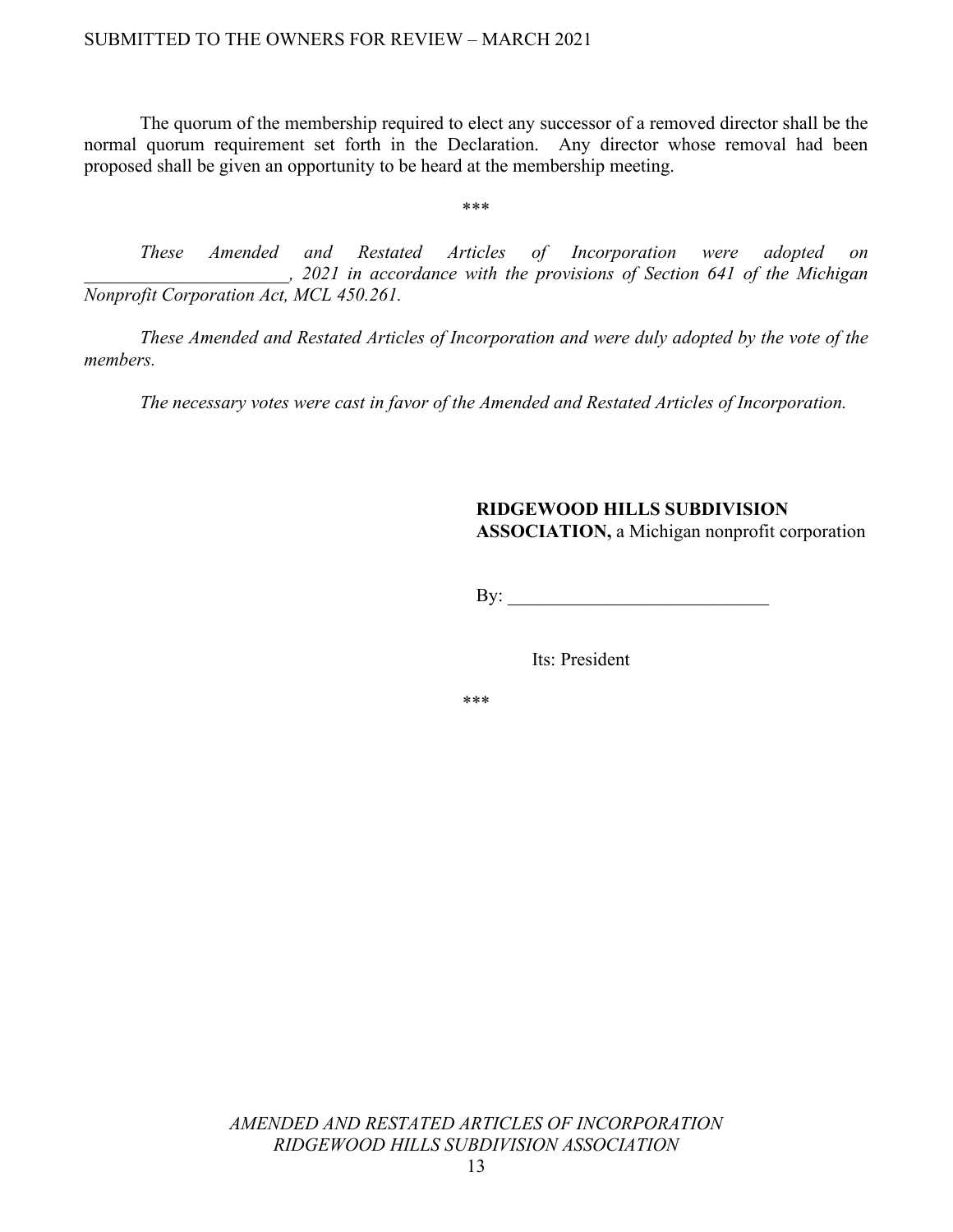The quorum of the membership required to elect any successor of a removed director shall be the normal quorum requirement set forth in the Declaration. Any director whose removal had been proposed shall be given an opportunity to be heard at the membership meeting.

\*\*\*

*These Amended and Restated Articles of Incorporation were adopted on ______________________, 2021 in accordance with the provisions of Section 641 of the Michigan Nonprofit Corporation Act, MCL 450.261.*

*These Amended and Restated Articles of Incorporation and were duly adopted by the vote of the members.*

*The necessary votes were cast in favor of the Amended and Restated Articles of Incorporation.*

**RIDGEWOOD HILLS SUBDIVISION ASSOCIATION,** a Michigan nonprofit corporation

By: ____________________________

Its: President

\*\*\*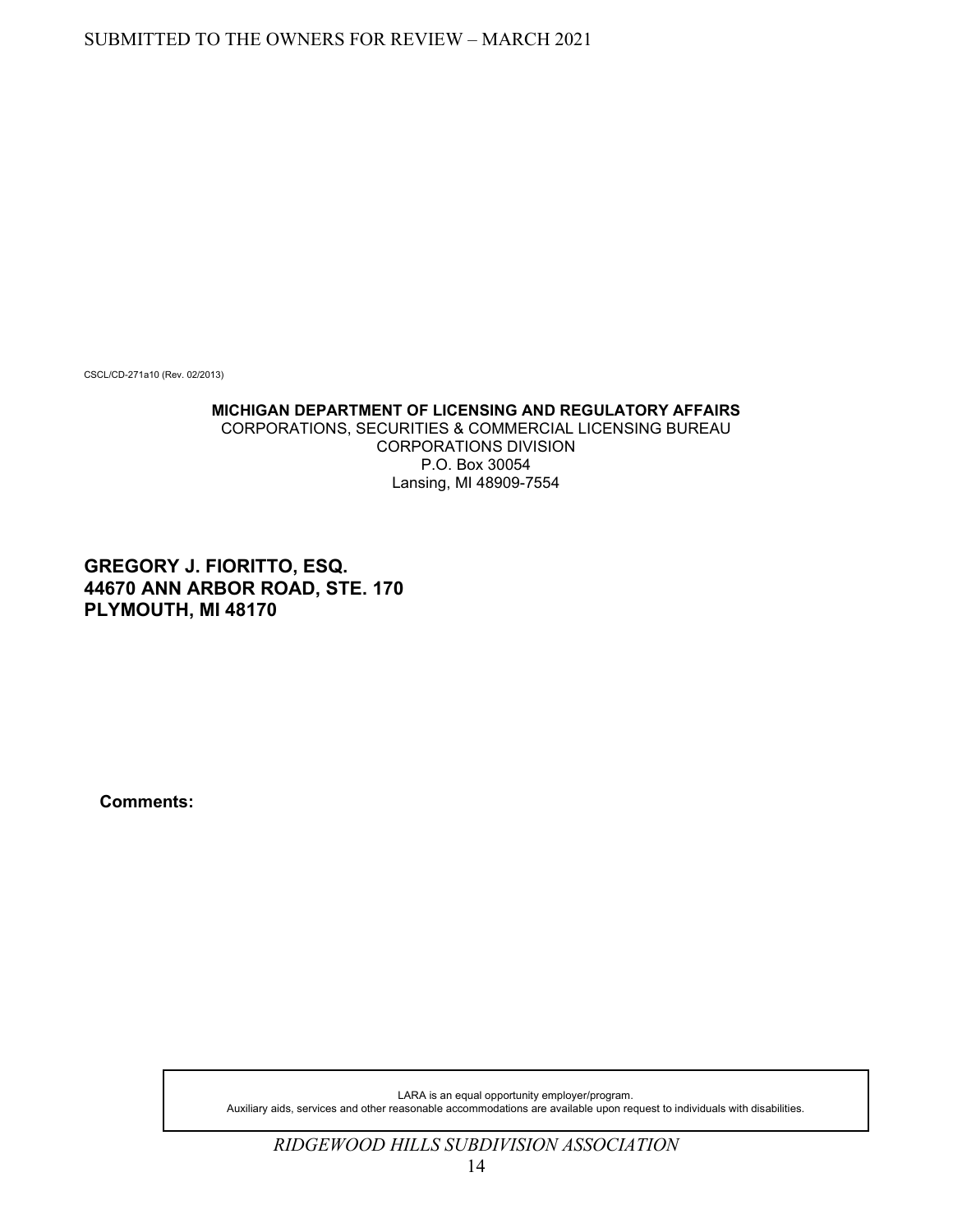CSCL/CD-271a10 (Rev. 02/2013)

**MICHIGAN DEPARTMENT OF LICENSING AND REGULATORY AFFAIRS**
CORPORATIONS, SECURITIES & COMMERCIAL LICENSING BUREAU
CORPORATIONS DIVISION
P.O. Box 30054
Lansing, MI 48909-7554

**GREGORY J. FIORITTO, ESQ.**
**44670 ANN ARBOR ROAD, STE. 170**
**PLYMOUTH, MI 48170**

**Comments:**

LARA is an equal opportunity employer/program.
Auxiliary aids, services and other reasonable accommodations are available upon request to individuals with disabilities.